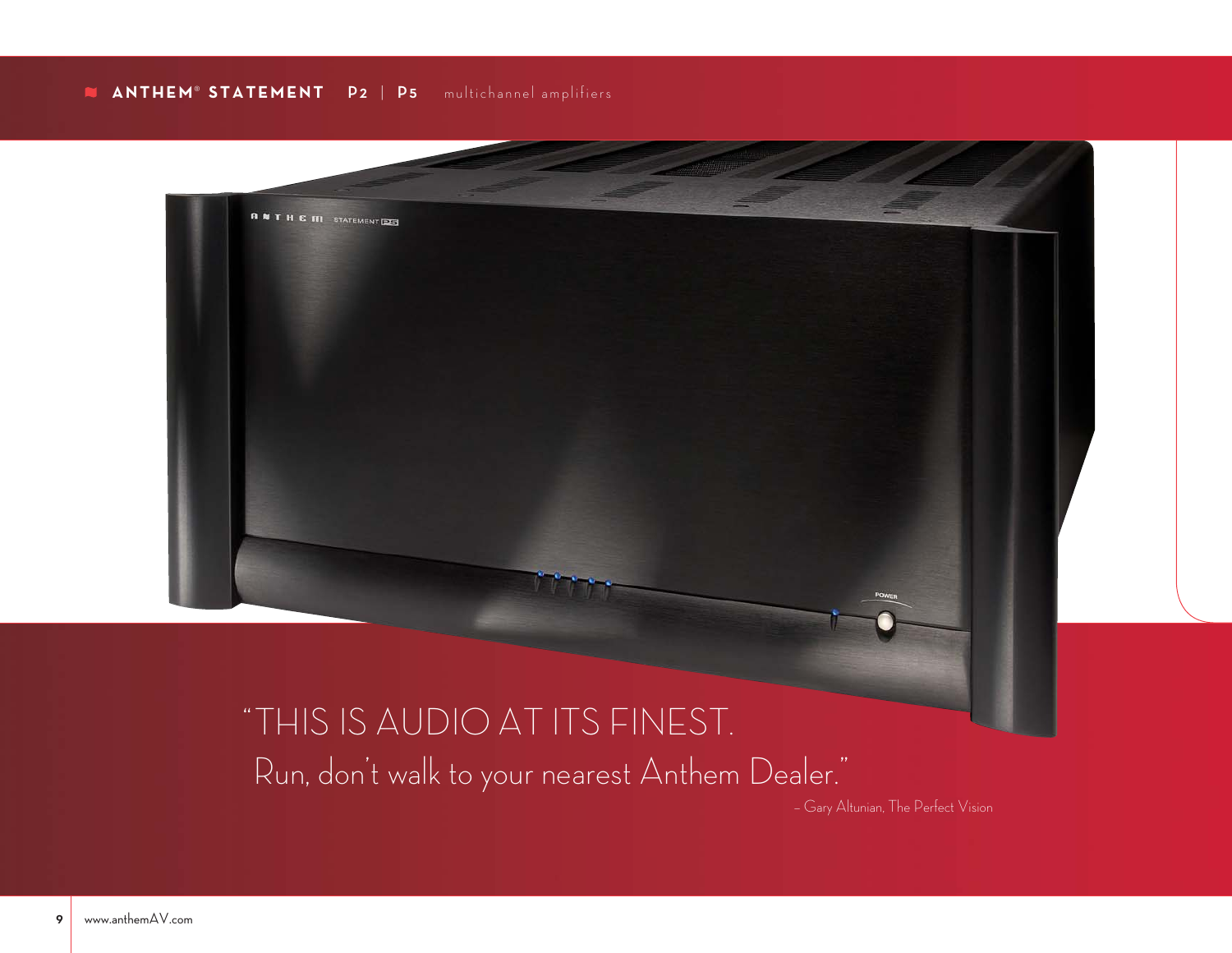**ANTHEM® STATEMENT** P2 | P5 multichannel amplifiers

"THIS IS AUDIO AT ITS FINEST.
Run, don't walk to your nearest Anthem Dealer."

– Gary Altunian, The Perfect Vision

www.anthemAV.com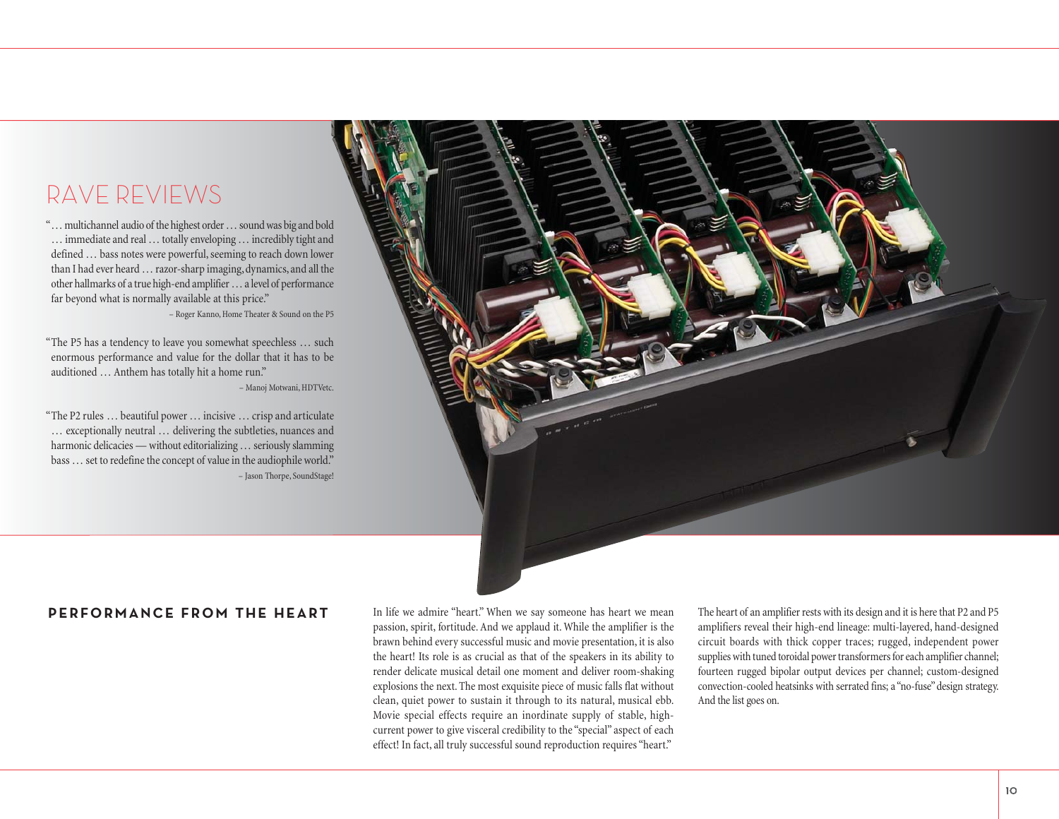# RAVE REVIEWS

"… multichannel audio of the highest order … sound was big and bold … immediate and real … totally enveloping … incredibly tight and defined … bass notes were powerful, seeming to reach down lower than I had ever heard … razor-sharp imaging, dynamics, and all the other hallmarks of a true high-end amplifier … a level of performance far beyond what is normally available at this price."

– Roger Kanno, Home Theater & Sound on the P5

"The P5 has a tendency to leave you somewhat speechless … such enormous performance and value for the dollar that it has to be auditioned … Anthem has totally hit a home run."

– Manoj Motwani, HDTVetc.

"The P2 rules … beautiful power … incisive … crisp and articulate … exceptionally neutral … delivering the subtleties, nuances and harmonic delicacies — without editorializing … seriously slamming bass … set to redefine the concept of value in the audiophile world."

– Jason Thorpe, SoundStage!

## PERFORMANCE FROM THE HEART

In life we admire "heart." When we say someone has heart we mean passion, spirit, fortitude. And we applaud it. While the amplifier is the brawn behind every successful music and movie presentation, it is also the heart! Its role is as crucial as that of the speakers in its ability to render delicate musical detail one moment and deliver room-shaking explosions the next. The most exquisite piece of music falls flat without clean, quiet power to sustain it through to its natural, musical ebb. Movie special effects require an inordinate supply of stable, high-current power to give visceral credibility to the "special" aspect of each effect! In fact, all truly successful sound reproduction requires "heart."

The heart of an amplifier rests with its design and it is here that P2 and P5 amplifiers reveal their high-end lineage: multi-layered, hand-designed circuit boards with thick copper traces; rugged, independent power supplies with tuned toroidal power transformers for each amplifier channel; fourteen rugged bipolar output devices per channel; custom-designed convection-cooled heatsinks with serrated fins; a "no-fuse" design strategy. And the list goes on.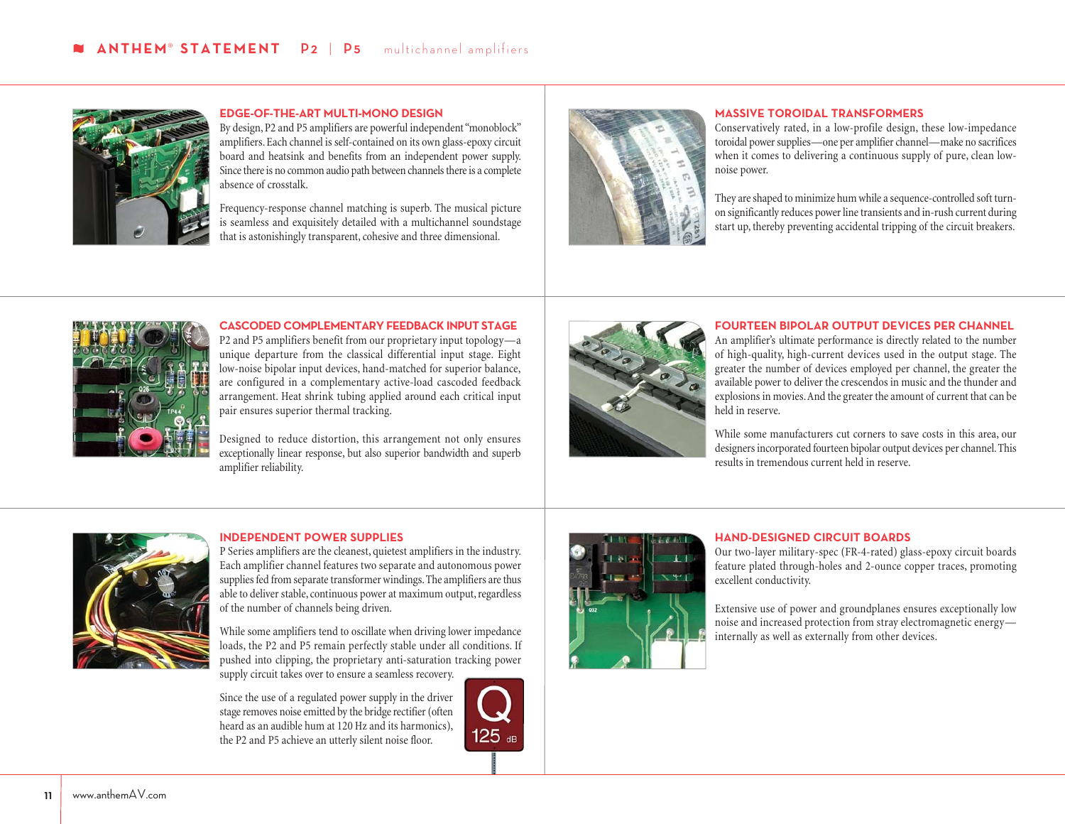## EDGE-OF-THE-ART MULTI-MONO DESIGN

By design, P2 and P5 amplifiers are powerful independent "monoblock" amplifiers. Each channel is self-contained on its own glass-epoxy circuit board and heatsink and benefits from an independent power supply. Since there is no common audio path between channels there is a complete absence of crosstalk.

Frequency-response channel matching is superb. The musical picture is seamless and exquisitely detailed with a multichannel soundstage that is astonishingly transparent, cohesive and three dimensional.

## MASSIVE TOROIDAL TRANSFORMERS

Conservatively rated, in a low-profile design, these low-impedance toroidal power supplies—one per amplifier channel—make no sacrifices when it comes to delivering a continuous supply of pure, clean low-noise power.

They are shaped to minimize hum while a sequence-controlled soft turn-on significantly reduces power line transients and in-rush current during start up, thereby preventing accidental tripping of the circuit breakers.

## CASCODED COMPLEMENTARY FEEDBACK INPUT STAGE

P2 and P5 amplifiers benefit from our proprietary input topology—a unique departure from the classical differential input stage. Eight low-noise bipolar input devices, hand-matched for superior balance, are configured in a complementary active-load cascoded feedback arrangement. Heat shrink tubing applied around each critical input pair ensures superior thermal tracking.

Designed to reduce distortion, this arrangement not only ensures exceptionally linear response, but also superior bandwidth and superb amplifier reliability.

## FOURTEEN BIPOLAR OUTPUT DEVICES PER CHANNEL

An amplifier's ultimate performance is directly related to the number of high-quality, high-current devices used in the output stage. The greater the number of devices employed per channel, the greater the available power to deliver the crescendos in music and the thunder and explosions in movies. And the greater the amount of current that can be held in reserve.

While some manufacturers cut corners to save costs in this area, our designers incorporated fourteen bipolar output devices per channel. This results in tremendous current held in reserve.

## INDEPENDENT POWER SUPPLIES

P Series amplifiers are the cleanest, quietest amplifiers in the industry. Each amplifier channel features two separate and autonomous power supplies fed from separate transformer windings. The amplifiers are thus able to deliver stable, continuous power at maximum output, regardless of the number of channels being driven.

While some amplifiers tend to oscillate when driving lower impedance loads, the P2 and P5 remain perfectly stable under all conditions. If pushed into clipping, the proprietary anti-saturation tracking power supply circuit takes over to ensure a seamless recovery.

Since the use of a regulated power supply in the driver stage removes noise emitted by the bridge rectifier (often heard as an audible hum at 120 Hz and its harmonics), the P2 and P5 achieve an utterly silent noise floor.

Q 125 dB

## HAND-DESIGNED CIRCUIT BOARDS

Our two-layer military-spec (FR-4-rated) glass-epoxy circuit boards feature plated through-holes and 2-ounce copper traces, promoting excellent conductivity.

Extensive use of power and groundplanes ensures exceptionally low noise and increased protection from stray electromagnetic energy—internally as well as externally from other devices.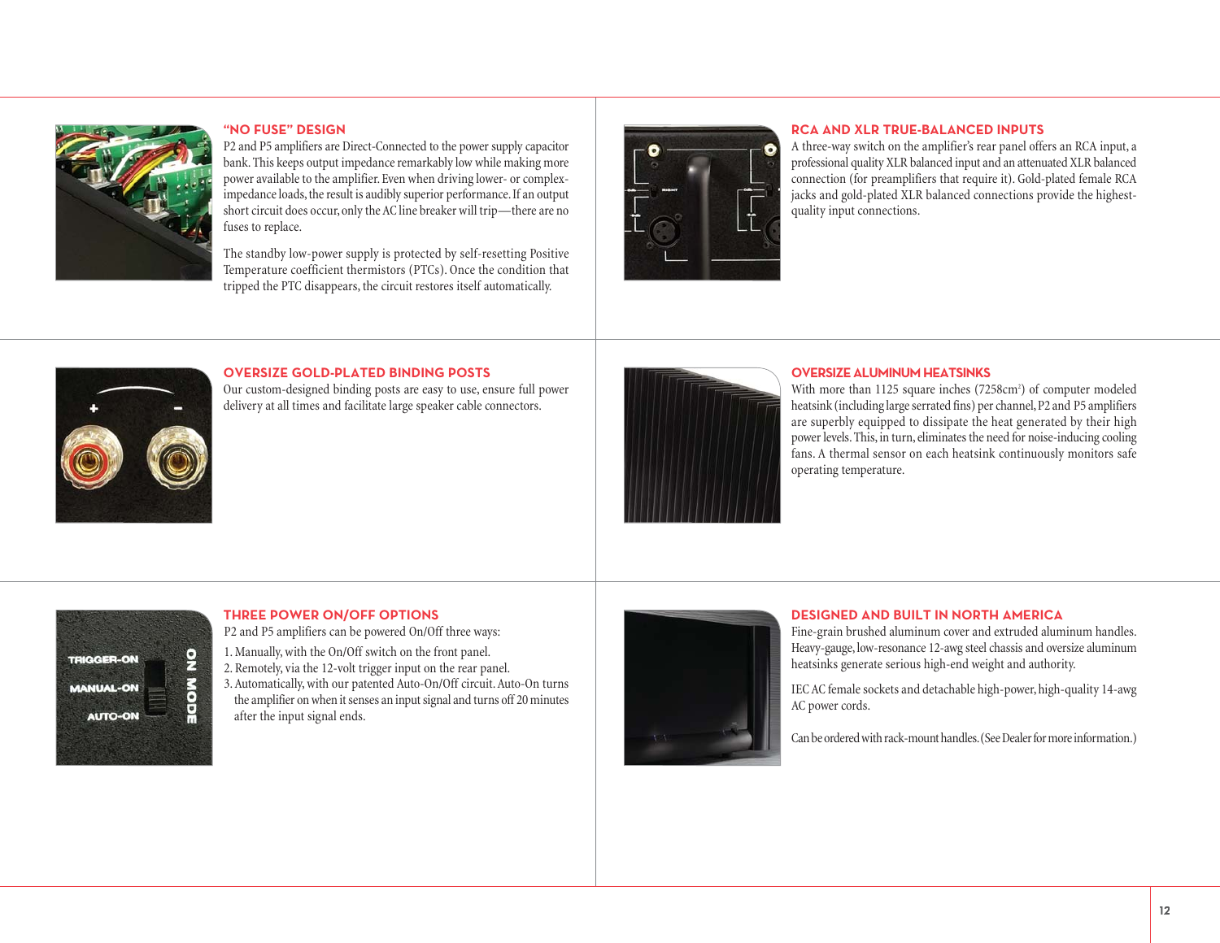## "NO FUSE" DESIGN

P2 and P5 amplifiers are Direct-Connected to the power supply capacitor bank. This keeps output impedance remarkably low while making more power available to the amplifier. Even when driving lower- or complex-impedance loads, the result is audibly superior performance. If an output short circuit does occur, only the AC line breaker will trip—there are no fuses to replace.

The standby low-power supply is protected by self-resetting Positive Temperature coefficient thermistors (PTCs). Once the condition that tripped the PTC disappears, the circuit restores itself automatically.

## RCA AND XLR TRUE-BALANCED INPUTS

A three-way switch on the amplifier's rear panel offers an RCA input, a professional quality XLR balanced input and an attenuated XLR balanced connection (for preamplifiers that require it). Gold-plated female RCA jacks and gold-plated XLR balanced connections provide the highest-quality input connections.

## OVERSIZE GOLD-PLATED BINDING POSTS

Our custom-designed binding posts are easy to use, ensure full power delivery at all times and facilitate large speaker cable connectors.

## OVERSIZE ALUMINUM HEATSINKS

With more than 1125 square inches (7258cm$^2$) of computer modeled heatsink (including large serrated fins) per channel, P2 and P5 amplifiers are superbly equipped to dissipate the heat generated by their high power levels. This, in turn, eliminates the need for noise-inducing cooling fans. A thermal sensor on each heatsink continuously monitors safe operating temperature.

## THREE POWER ON/OFF OPTIONS

P2 and P5 amplifiers can be powered On/Off three ways:

1. Manually, with the On/Off switch on the front panel.
2. Remotely, via the 12-volt trigger input on the rear panel.
3. Automatically, with our patented Auto-On/Off circuit. Auto-On turns the amplifier on when it senses an input signal and turns off 20 minutes after the input signal ends.

## DESIGNED AND BUILT IN NORTH AMERICA

Fine-grain brushed aluminum cover and extruded aluminum handles. Heavy-gauge, low-resonance 12-awg steel chassis and oversize aluminum heatsinks generate serious high-end weight and authority.

IEC AC female sockets and detachable high-power, high-quality 14-awg AC power cords.

Can be ordered with rack-mount handles. (See Dealer for more information.)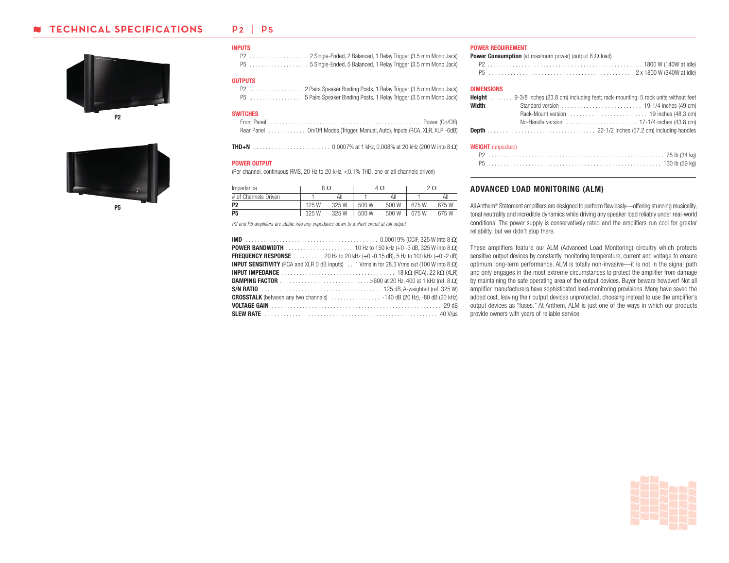# TECHNICAL SPECIFICATIONS P2 | P5

P2

P5

### INPUTS

P2 . . . . . . . . . . 2 Single-Ended, 2 Balanced, 1 Relay Trigger (3.5 mm Mono Jack)
P5 . . . . . . . . . . 5 Single-Ended, 5 Balanced, 1 Relay Trigger (3.5 mm Mono Jack)

### OUTPUTS

P2 . . . . . . . . . . 2 Pairs Speaker Binding Posts, 1 Relay Trigger (3.5 mm Mono Jack)
P5 . . . . . . . . . . 5 Pairs Speaker Binding Posts, 1 Relay Trigger (3.5 mm Mono Jack)

### SWITCHES

Front Panel . . . . . . . . . . Power (On/Off)
Rear Panel . . . . . . . . . . On/Off Modes (Trigger, Manual, Auto), Inputs (RCA, XLR, XLR -6dB)

**THD+N** . . . . . . . . . . 0.0007% at 1 kHz, 0.008% at 20 kHz (200 W into 8 Ω)

### POWER OUTPUT

(Per channel, continuous RMS, 20 Hz to 20 kHz, <0.1% THD, one or all channels driven)

| Impedance | 8 Ω | | 4 Ω | | 2 Ω | |
|---|---|---|---|---|---|---|
| # of Channels Driven | 1 | All | 1 | All | 1 | All |
| **P2** | 325 W | 325 W | 500 W | 500 W | 675 W | 675 W |
| **P5** | 325 W | 325 W | 500 W | 500 W | 675 W | 675 W |

*P2 and P5 amplifiers are stable into any impedance down to a short circuit at full output*

**IMD** . . . . . . . . . . 0.00019% (CCIF, 325 W into 8 Ω)
**POWER BANDWIDTH** . . . . . . . . . . 10 Hz to 150 kHz (+0 -3 dB, 325 W into 8 Ω)
**FREQUENCY RESPONSE** . . . . . . . . . . 20 Hz to 20 kHz (+0 -0.15 dB), 5 Hz to 100 kHz (+0 -2 dB)
**INPUT SENSITIVITY** (RCA and XLR 0 dB inputs) . . 1 Vrms in for 28.3 Vrms out (100 W into 8 Ω)
**INPUT IMPEDANCE** . . . . . . . . . . 18 kΩ (RCA), 22 kΩ (XLR)
**DAMPING FACTOR** . . . . . . . . . . >600 at 20 Hz, 400 at 1 kHz (ref. 8 Ω)
**S/N RATIO** . . . . . . . . . . 125 dB, A-weighted (ref. 325 W)
**CROSSTALK** (between any two channels) . . . . . . . . . . -140 dB (20 Hz), -80 dB (20 kHz)
**VOLTAGE GAIN** . . . . . . . . . . 29 dB
**SLEW RATE** . . . . . . . . . . 40 V/μs

### POWER REQUIREMENT

**Power Consumption** (at maximum power) (output 8 Ω load)

P2 . . . . . . . . . . 1800 W (140W at idle)
P5 . . . . . . . . . . 2 x 1800 W (340W at idle)

### DIMENSIONS

**Height** . . . . . . . 9-3/8 inches (23.8 cm) including feet; rack-mounting: 5 rack units without feet
**Width**: Standard version . . . . . . . . . . 19-1/4 inches (49 cm)
Rack-Mount version . . . . . . . . . . 19 inches (48.3 cm)
No-Handle version . . . . . . . . . . 17-1/4 inches (43.8 cm)
**Depth** . . . . . . . . . . 22-1/2 inches (57.2 cm) including handles

### WEIGHT (unpacked)

P2 . . . . . . . . . . 75 lb (34 kg)
P5 . . . . . . . . . . 130 lb (59 kg)

## ADVANCED LOAD MONITORING (ALM)

All Anthem® Statement amplifiers are designed to perform flawlessly—offering stunning musicality, tonal neutrality and incredible dynamics while driving any speaker load reliably under real-world conditions! The power supply is conservatively rated and the amplifiers run cool for greater reliability, but we didn't stop there.

These amplifiers feature our ALM (Advanced Load Monitoring) circuitry which protects sensitive output devices by constantly monitoring temperature, current and voltage to ensure optimum long-term performance. ALM is totally non-invasive—it is not in the signal path and only engages in the most extreme circumstances to protect the amplifier from damage by maintaining the safe operating area of the output devices. Buyer beware however! Not all amplifier manufacturers have sophisticated load-monitoring provisions. Many have saved the added cost, leaving their output devices unprotected, choosing instead to use the amplifier's output devices as "fuses." At Anthem, ALM is just one of the ways in which our products provide owners with years of reliable service.